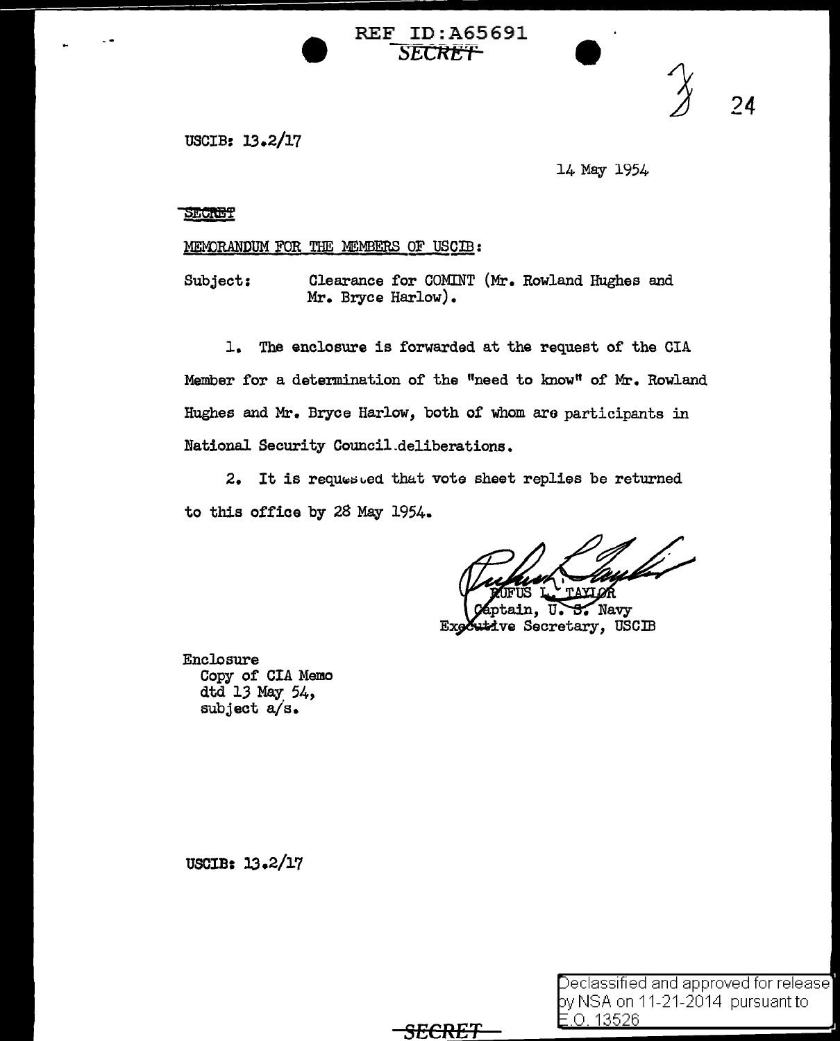REF ID:A65691
SECRET

USCIB: 13.2/17

14 May 1954

SECRET

MEMORANDUM FOR THE MEMBERS OF USCIB:

Subject: Clearance for COMINT (Mr. Rowland Hughes and Mr. Bryce Harlow).

1. The enclosure is forwarded at the request of the CIA Member for a determination of the "need to know" of Mr. Rowland Hughes and Mr. Bryce Harlow, both of whom are participants in National Security Council deliberations.

2. It is requested that vote sheet replies be returned to this office by 28 May 1954.

RUFUS L. TAYLOR
Captain, U. S. Navy
Executive Secretary, USCIB

Enclosure
Copy of CIA Memo
dtd 13 May 54,
subject a/s.

USCIB: 13.2/17

Declassified and approved for release by NSA on 11-21-2014 pursuant to E.O. 13526

SECRET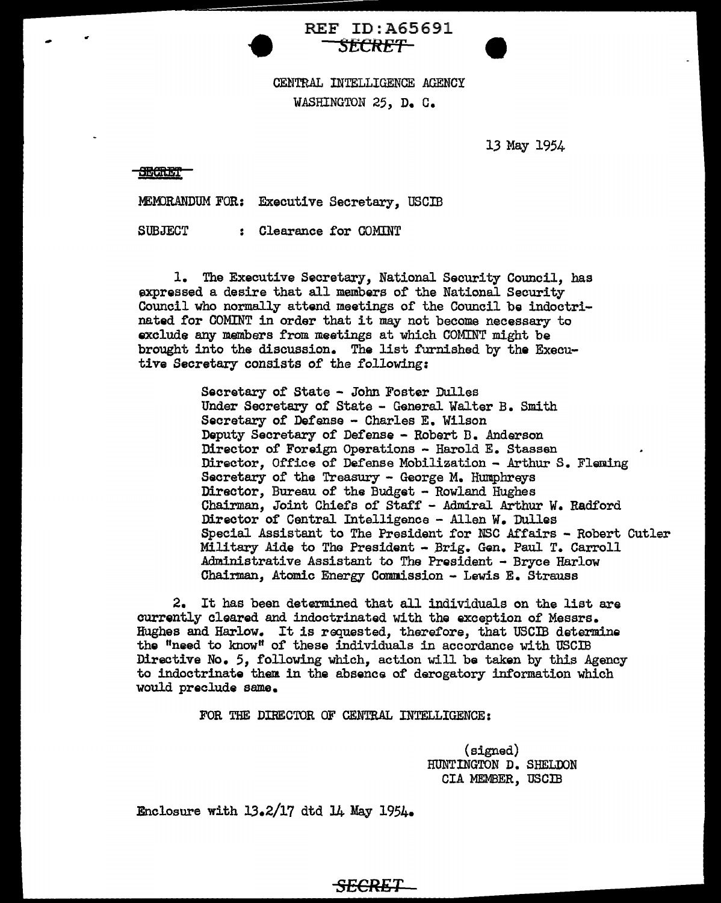REF ID:A65691
~~SECRET~~

CENTRAL INTELLIGENCE AGENCY
WASHINGTON 25, D. C.

13 May 1954

~~SECRET~~

MEMORANDUM FOR: Executive Secretary, USCIB

SUBJECT : Clearance for COMINT

1. The Executive Secretary, National Security Council, has expressed a desire that all members of the National Security Council who normally attend meetings of the Council be indoctrinated for COMINT in order that it may not become necessary to exclude any members from meetings at which COMINT might be brought into the discussion. The list furnished by the Executive Secretary consists of the following:

Secretary of State - John Foster Dulles
Under Secretary of State - General Walter B. Smith
Secretary of Defense - Charles E. Wilson
Deputy Secretary of Defense - Robert B. Anderson
Director of Foreign Operations - Harold E. Stassen
Director, Office of Defense Mobilization - Arthur S. Fleming
Secretary of the Treasury - George M. Humphreys
Director, Bureau of the Budget - Rowland Hughes
Chairman, Joint Chiefs of Staff - Admiral Arthur W. Radford
Director of Central Intelligence - Allen W. Dulles
Special Assistant to The President for NSC Affairs - Robert Cutler
Military Aide to The President - Brig. Gen. Paul T. Carroll
Administrative Assistant to The President - Bryce Harlow
Chairman, Atomic Energy Commission - Lewis E. Strauss

2. It has been determined that all individuals on the list are currently cleared and indoctrinated with the exception of Messrs. Hughes and Harlow. It is requested, therefore, that USCIB determine the "need to know" of these individuals in accordance with USCIB Directive No. 5, following which, action will be taken by this Agency to indoctrinate them in the absence of derogatory information which would preclude same.

FOR THE DIRECTOR OF CENTRAL INTELLIGENCE:

(signed)
HUNTINGTON D. SHELDON
CIA MEMBER, USCIB

Enclosure with 13.2/17 dtd 14 May 1954.

~~SECRET~~